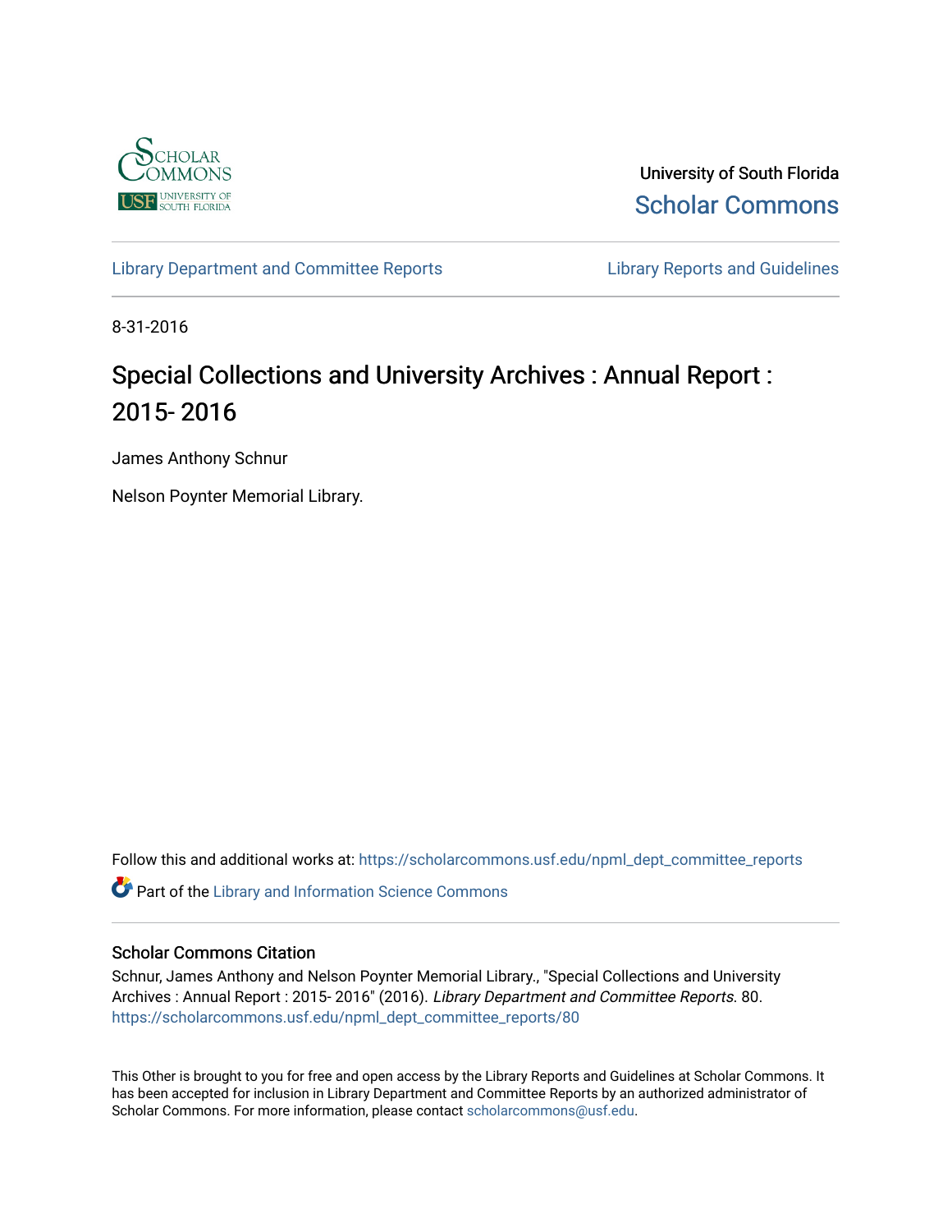University of South Florida

Scholar Commons

Library Department and Committee Reports

Library Reports and Guidelines

8-31-2016

# Special Collections and University Archives : Annual Report : 2015- 2016

James Anthony Schnur

Nelson Poynter Memorial Library.

Follow this and additional works at: https://scholarcommons.usf.edu/npml_dept_committee_reports

Part of the Library and Information Science Commons

## Scholar Commons Citation

Schnur, James Anthony and Nelson Poynter Memorial Library., "Special Collections and University Archives : Annual Report : 2015- 2016" (2016). *Library Department and Committee Reports*. 80. https://scholarcommons.usf.edu/npml_dept_committee_reports/80

This Other is brought to you for free and open access by the Library Reports and Guidelines at Scholar Commons. It has been accepted for inclusion in Library Department and Committee Reports by an authorized administrator of Scholar Commons. For more information, please contact scholarcommons@usf.edu.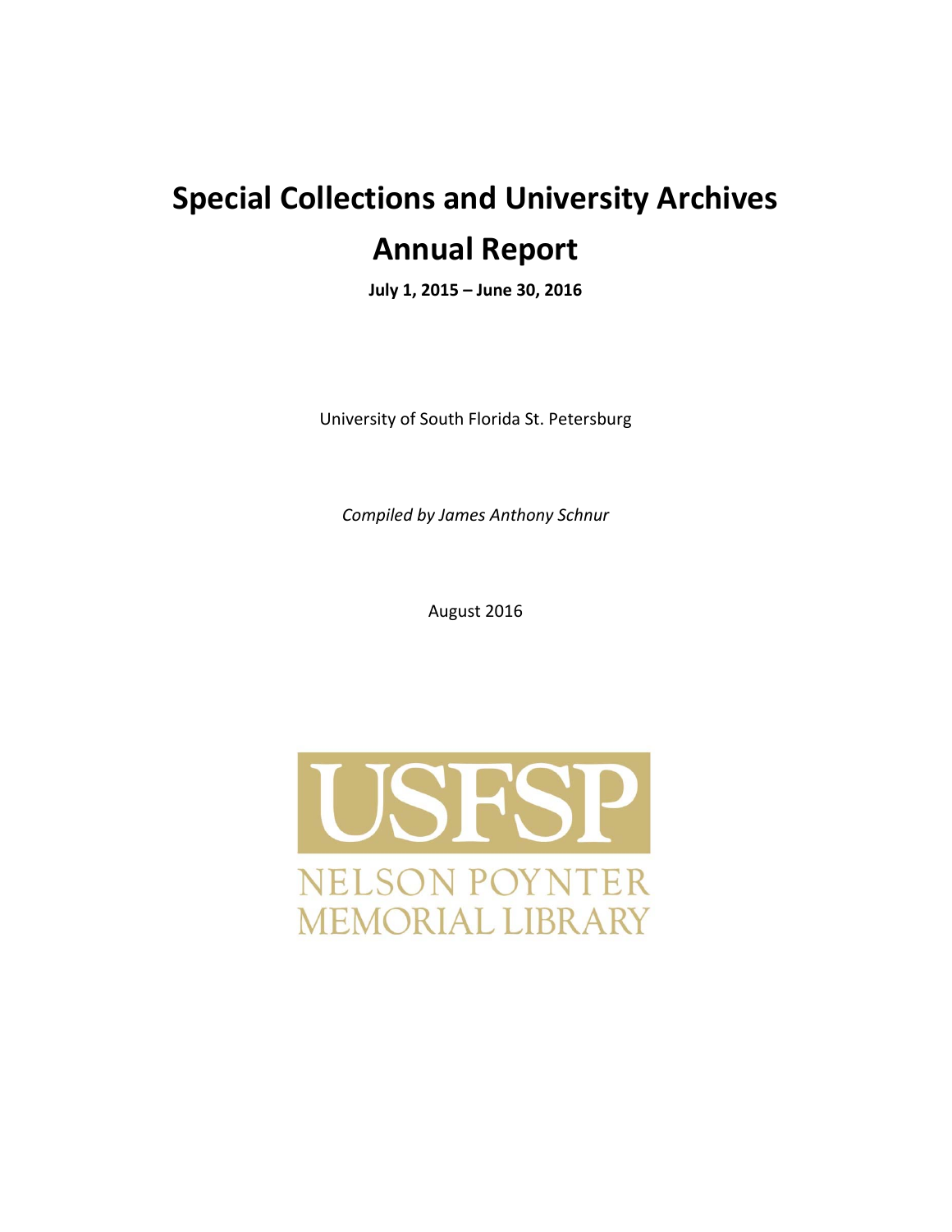# Special Collections and University Archives

# Annual Report

**July 1, 2015 – June 30, 2016**

University of South Florida St. Petersburg

*Compiled by James Anthony Schnur*

August 2016

USFSP

NELSON POYNTER MEMORIAL LIBRARY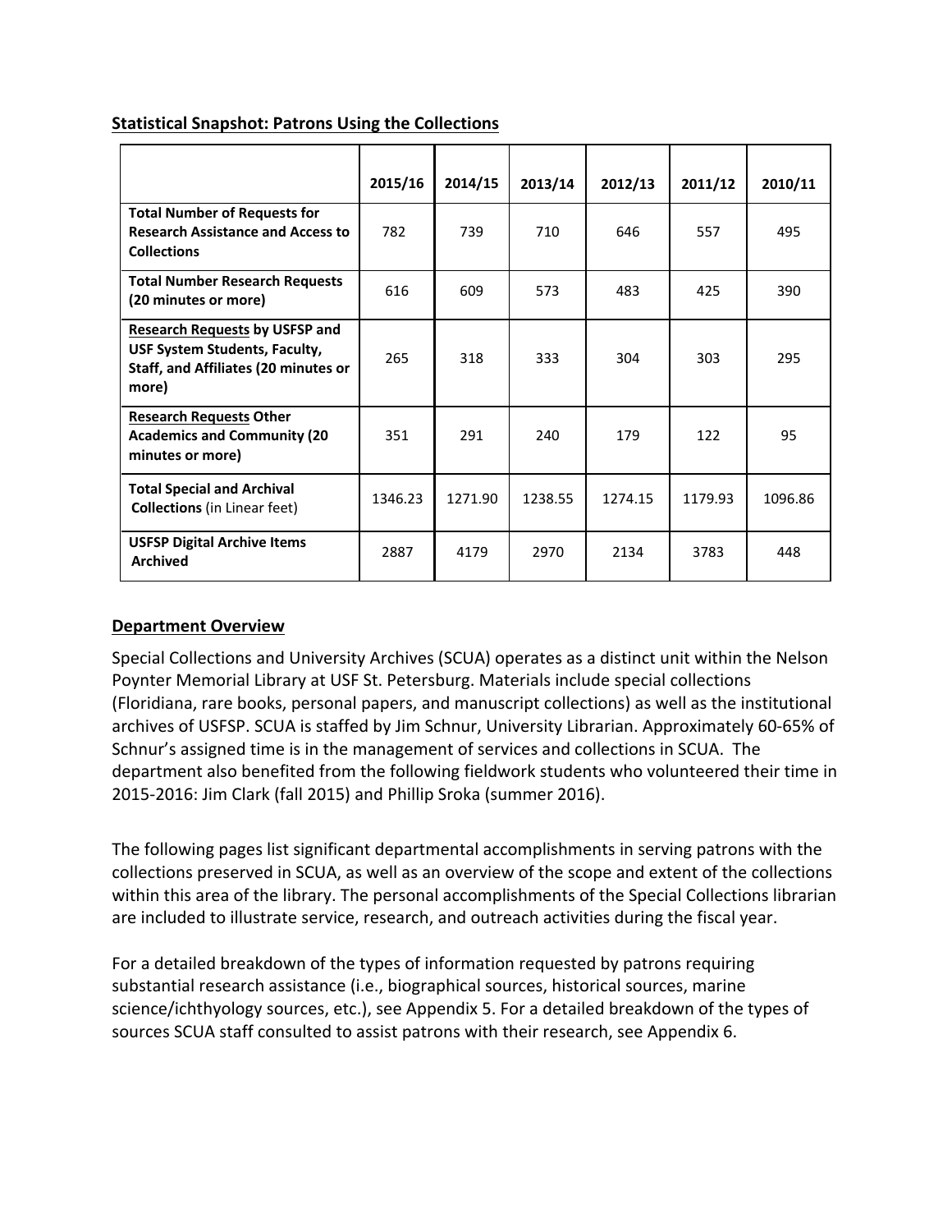## Statistical Snapshot: Patrons Using the Collections

| | 2015/16 | 2014/15 | 2013/14 | 2012/13 | 2011/12 | 2010/11 |
|---|---|---|---|---|---|---|
| **Total Number of Requests for Research Assistance and Access to Collections** | 782 | 739 | 710 | 646 | 557 | 495 |
| **Total Number Research Requests (20 minutes or more)** | 616 | 609 | 573 | 483 | 425 | 390 |
| **Research Requests by USFSP and USF System Students, Faculty, Staff, and Affiliates (20 minutes or more)** | 265 | 318 | 333 | 304 | 303 | 295 |
| **Research Requests Other Academics and Community (20 minutes or more)** | 351 | 291 | 240 | 179 | 122 | 95 |
| **Total Special and Archival Collections** (in Linear feet) | 1346.23 | 1271.90 | 1238.55 | 1274.15 | 1179.93 | 1096.86 |
| **USFSP Digital Archive Items Archived** | 2887 | 4179 | 2970 | 2134 | 3783 | 448 |

## Department Overview

Special Collections and University Archives (SCUA) operates as a distinct unit within the Nelson Poynter Memorial Library at USF St. Petersburg. Materials include special collections (Floridiana, rare books, personal papers, and manuscript collections) as well as the institutional archives of USFSP. SCUA is staffed by Jim Schnur, University Librarian. Approximately 60-65% of Schnur's assigned time is in the management of services and collections in SCUA. The department also benefited from the following fieldwork students who volunteered their time in 2015-2016: Jim Clark (fall 2015) and Phillip Sroka (summer 2016).

The following pages list significant departmental accomplishments in serving patrons with the collections preserved in SCUA, as well as an overview of the scope and extent of the collections within this area of the library. The personal accomplishments of the Special Collections librarian are included to illustrate service, research, and outreach activities during the fiscal year.

For a detailed breakdown of the types of information requested by patrons requiring substantial research assistance (i.e., biographical sources, historical sources, marine science/ichthyology sources, etc.), see Appendix 5. For a detailed breakdown of the types of sources SCUA staff consulted to assist patrons with their research, see Appendix 6.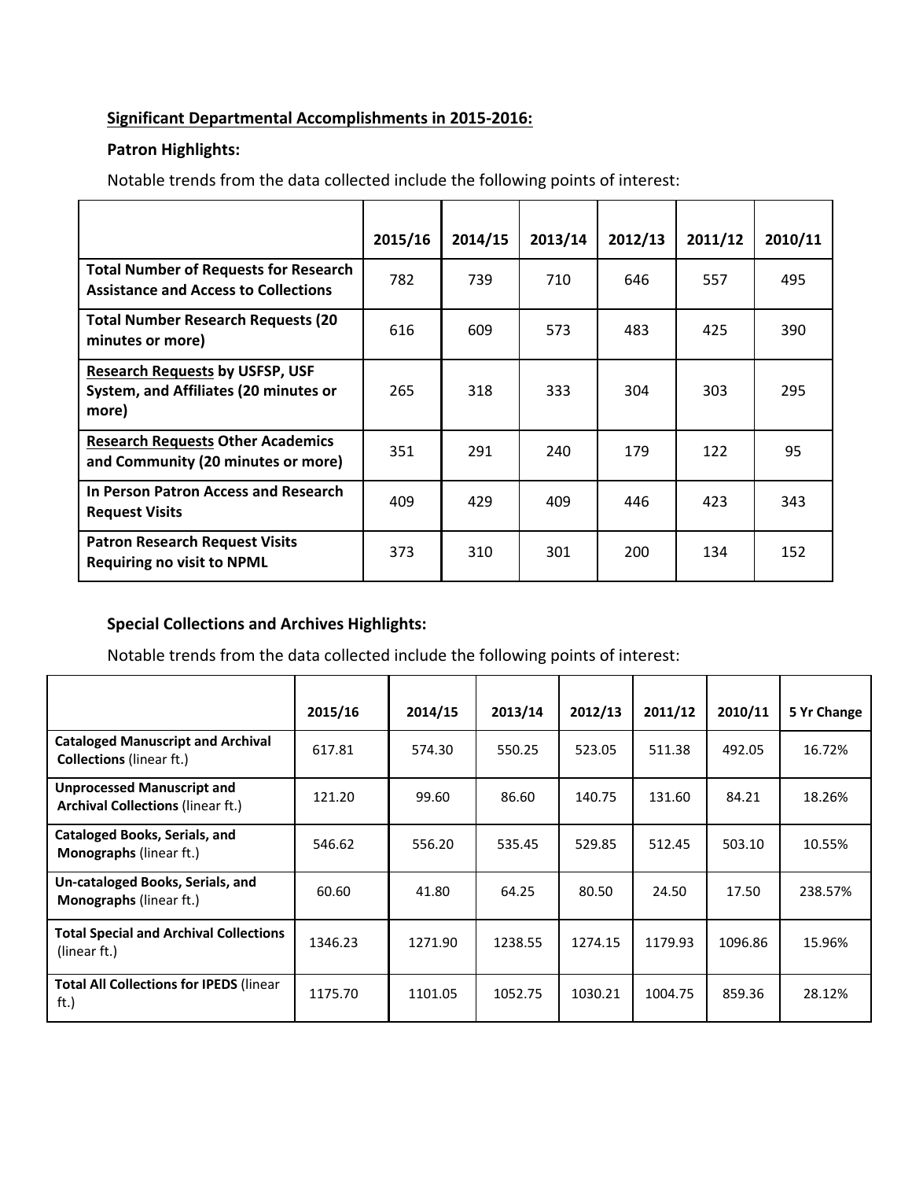**Significant Departmental Accomplishments in 2015-2016:**

**Patron Highlights:**

Notable trends from the data collected include the following points of interest:

| | 2015/16 | 2014/15 | 2013/14 | 2012/13 | 2011/12 | 2010/11 |
|---|---|---|---|---|---|---|
| **Total Number of Requests for Research Assistance and Access to Collections** | 782 | 739 | 710 | 646 | 557 | 495 |
| **Total Number Research Requests (20 minutes or more)** | 616 | 609 | 573 | 483 | 425 | 390 |
| **Research Requests by USFSP, USF System, and Affiliates (20 minutes or more)** | 265 | 318 | 333 | 304 | 303 | 295 |
| **Research Requests Other Academics and Community (20 minutes or more)** | 351 | 291 | 240 | 179 | 122 | 95 |
| **In Person Patron Access and Research Request Visits** | 409 | 429 | 409 | 446 | 423 | 343 |
| **Patron Research Request Visits Requiring no visit to NPML** | 373 | 310 | 301 | 200 | 134 | 152 |

**Special Collections and Archives Highlights:**

Notable trends from the data collected include the following points of interest:

| | 2015/16 | 2014/15 | 2013/14 | 2012/13 | 2011/12 | 2010/11 | 5 Yr Change |
|---|---|---|---|---|---|---|---|
| **Cataloged Manuscript and Archival Collections** (linear ft.) | 617.81 | 574.30 | 550.25 | 523.05 | 511.38 | 492.05 | 16.72% |
| **Unprocessed Manuscript and Archival Collections** (linear ft.) | 121.20 | 99.60 | 86.60 | 140.75 | 131.60 | 84.21 | 18.26% |
| **Cataloged Books, Serials, and Monographs** (linear ft.) | 546.62 | 556.20 | 535.45 | 529.85 | 512.45 | 503.10 | 10.55% |
| **Un-cataloged Books, Serials, and Monographs** (linear ft.) | 60.60 | 41.80 | 64.25 | 80.50 | 24.50 | 17.50 | 238.57% |
| **Total Special and Archival Collections** (linear ft.) | 1346.23 | 1271.90 | 1238.55 | 1274.15 | 1179.93 | 1096.86 | 15.96% |
| **Total All Collections for IPEDS** (linear ft.) | 1175.70 | 1101.05 | 1052.75 | 1030.21 | 1004.75 | 859.36 | 28.12% |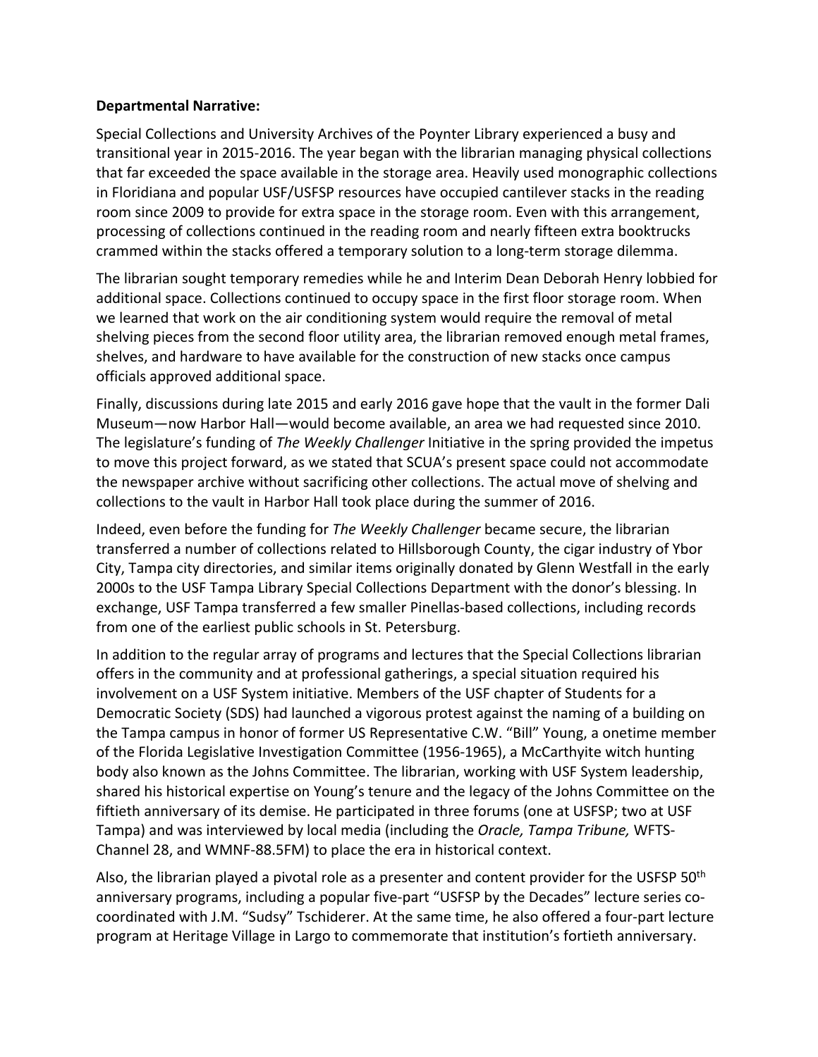**Departmental Narrative:**

Special Collections and University Archives of the Poynter Library experienced a busy and transitional year in 2015-2016. The year began with the librarian managing physical collections that far exceeded the space available in the storage area. Heavily used monographic collections in Floridiana and popular USF/USFSP resources have occupied cantilever stacks in the reading room since 2009 to provide for extra space in the storage room. Even with this arrangement, processing of collections continued in the reading room and nearly fifteen extra booktrucks crammed within the stacks offered a temporary solution to a long-term storage dilemma.

The librarian sought temporary remedies while he and Interim Dean Deborah Henry lobbied for additional space. Collections continued to occupy space in the first floor storage room. When we learned that work on the air conditioning system would require the removal of metal shelving pieces from the second floor utility area, the librarian removed enough metal frames, shelves, and hardware to have available for the construction of new stacks once campus officials approved additional space.

Finally, discussions during late 2015 and early 2016 gave hope that the vault in the former Dali Museum—now Harbor Hall—would become available, an area we had requested since 2010. The legislature's funding of *The Weekly Challenger* Initiative in the spring provided the impetus to move this project forward, as we stated that SCUA's present space could not accommodate the newspaper archive without sacrificing other collections. The actual move of shelving and collections to the vault in Harbor Hall took place during the summer of 2016.

Indeed, even before the funding for *The Weekly Challenger* became secure, the librarian transferred a number of collections related to Hillsborough County, the cigar industry of Ybor City, Tampa city directories, and similar items originally donated by Glenn Westfall in the early 2000s to the USF Tampa Library Special Collections Department with the donor's blessing. In exchange, USF Tampa transferred a few smaller Pinellas-based collections, including records from one of the earliest public schools in St. Petersburg.

In addition to the regular array of programs and lectures that the Special Collections librarian offers in the community and at professional gatherings, a special situation required his involvement on a USF System initiative. Members of the USF chapter of Students for a Democratic Society (SDS) had launched a vigorous protest against the naming of a building on the Tampa campus in honor of former US Representative C.W. "Bill" Young, a onetime member of the Florida Legislative Investigation Committee (1956-1965), a McCarthyite witch hunting body also known as the Johns Committee. The librarian, working with USF System leadership, shared his historical expertise on Young's tenure and the legacy of the Johns Committee on the fiftieth anniversary of its demise. He participated in three forums (one at USFSP; two at USF Tampa) and was interviewed by local media (including the *Oracle, Tampa Tribune,* WFTS-Channel 28, and WMNF-88.5FM) to place the era in historical context.

Also, the librarian played a pivotal role as a presenter and content provider for the USFSP 50th anniversary programs, including a popular five-part "USFSP by the Decades" lecture series co-coordinated with J.M. "Sudsy" Tschiderer. At the same time, he also offered a four-part lecture program at Heritage Village in Largo to commemorate that institution's fortieth anniversary.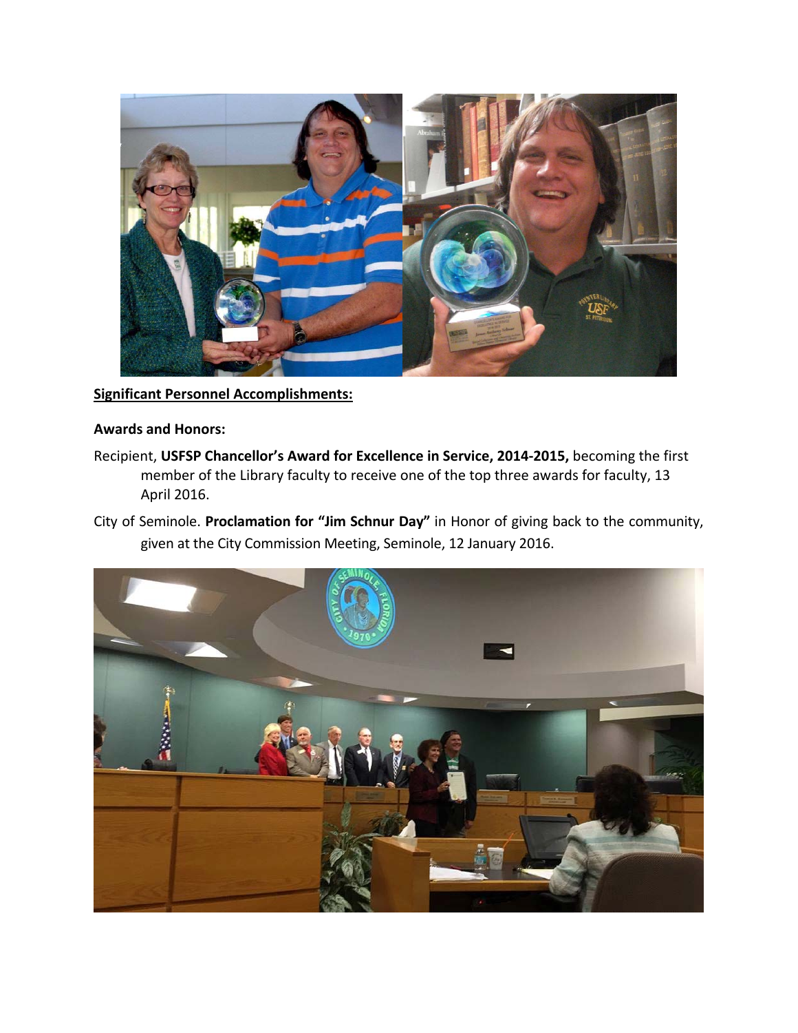**Significant Personnel Accomplishments:**

**Awards and Honors:**

Recipient, **USFSP Chancellor's Award for Excellence in Service, 2014-2015,** becoming the first member of the Library faculty to receive one of the top three awards for faculty, 13 April 2016.

City of Seminole. **Proclamation for "Jim Schnur Day"** in Honor of giving back to the community, given at the City Commission Meeting, Seminole, 12 January 2016.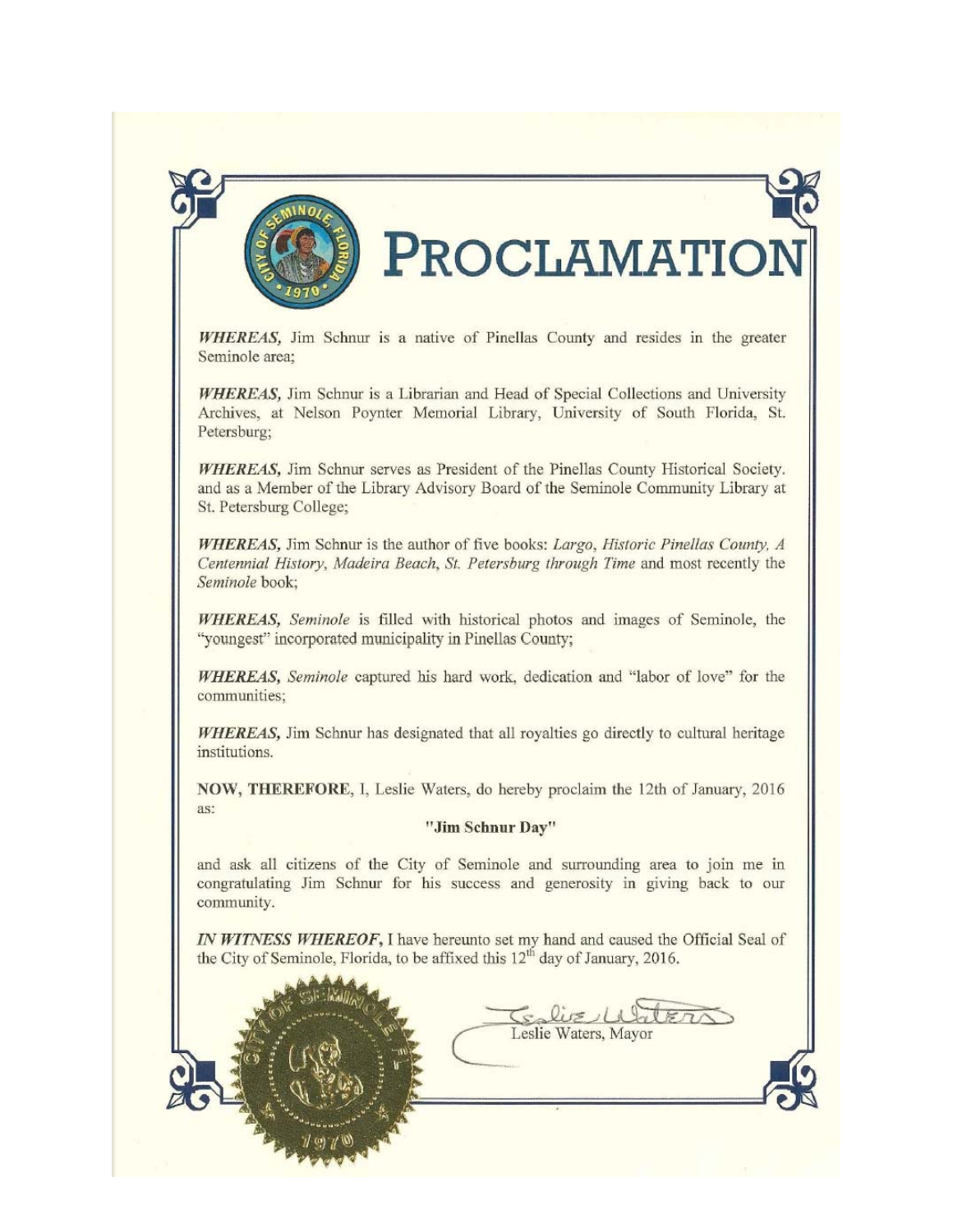# PROCLAMATION

***WHEREAS,*** Jim Schnur is a native of Pinellas County and resides in the greater Seminole area;

***WHEREAS,*** Jim Schnur is a Librarian and Head of Special Collections and University Archives, at Nelson Poynter Memorial Library, University of South Florida, St. Petersburg;

***WHEREAS,*** Jim Schnur serves as President of the Pinellas County Historical Society. and as a Member of the Library Advisory Board of the Seminole Community Library at St. Petersburg College;

***WHEREAS,*** Jim Schnur is the author of five books: *Largo, Historic Pinellas County, A Centennial History, Madeira Beach, St. Petersburg through Time* and most recently the *Seminole* book;

***WHEREAS,*** *Seminole* is filled with historical photos and images of Seminole, the "youngest" incorporated municipality in Pinellas County;

***WHEREAS,*** *Seminole* captured his hard work, dedication and "labor of love" for the communities;

***WHEREAS,*** Jim Schnur has designated that all royalties go directly to cultural heritage institutions.

**NOW, THEREFORE**, I, Leslie Waters, do hereby proclaim the 12th of January, 2016 as:

**"Jim Schnur Day"**

and ask all citizens of the City of Seminole and surrounding area to join me in congratulating Jim Schnur for his success and generosity in giving back to our community.

***IN WITNESS WHEREOF,*** I have hereunto set my hand and caused the Official Seal of the City of Seminole, Florida, to be affixed this 12th day of January, 2016.

Leslie Waters, Mayor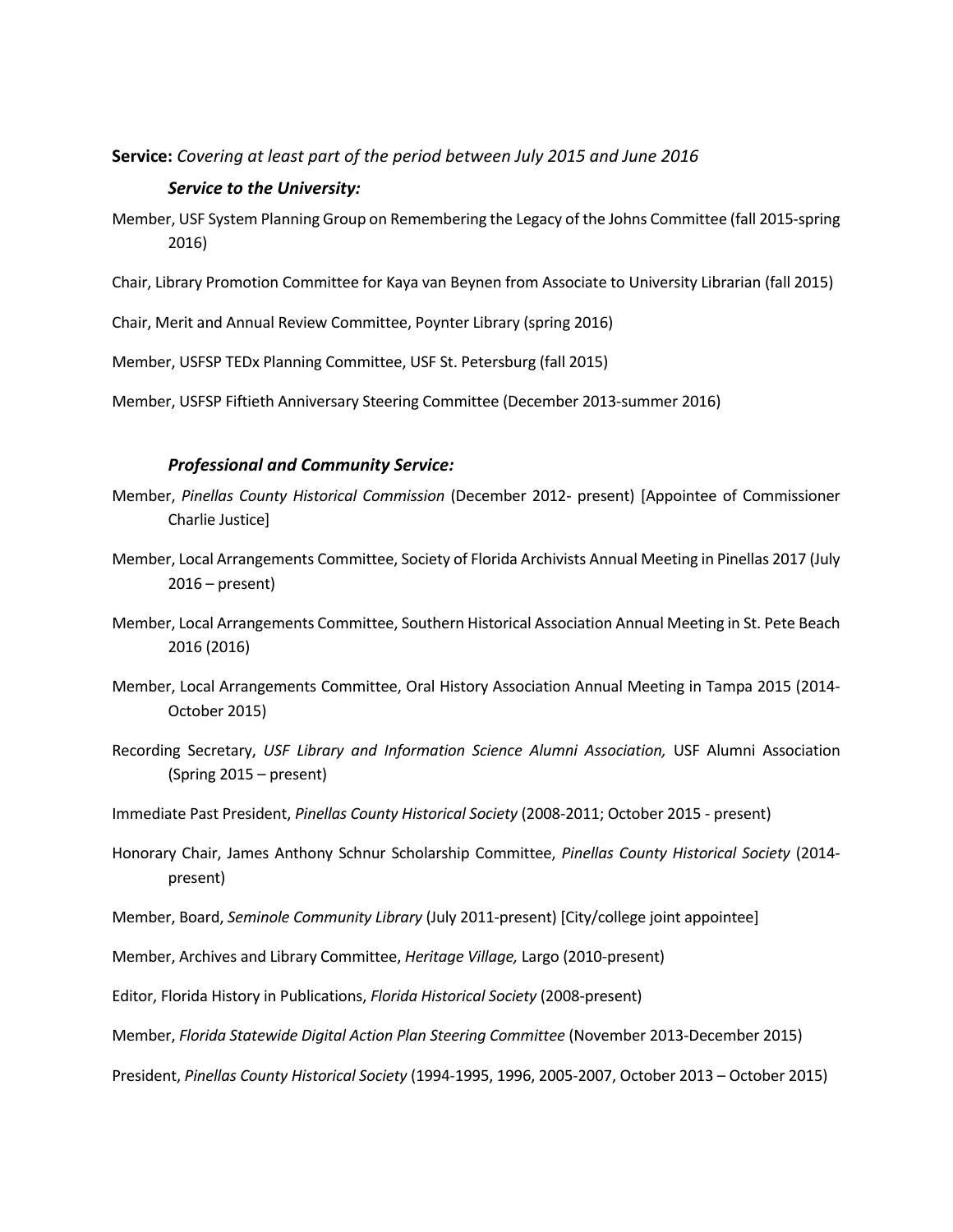**Service:** *Covering at least part of the period between July 2015 and June 2016*

***Service to the University:***

Member, USF System Planning Group on Remembering the Legacy of the Johns Committee (fall 2015-spring 2016)

Chair, Library Promotion Committee for Kaya van Beynen from Associate to University Librarian (fall 2015)

Chair, Merit and Annual Review Committee, Poynter Library (spring 2016)

Member, USFSP TEDx Planning Committee, USF St. Petersburg (fall 2015)

Member, USFSP Fiftieth Anniversary Steering Committee (December 2013-summer 2016)

***Professional and Community Service:***

Member, *Pinellas County Historical Commission* (December 2012- present) [Appointee of Commissioner Charlie Justice]

Member, Local Arrangements Committee, Society of Florida Archivists Annual Meeting in Pinellas 2017 (July 2016 – present)

Member, Local Arrangements Committee, Southern Historical Association Annual Meeting in St. Pete Beach 2016 (2016)

Member, Local Arrangements Committee, Oral History Association Annual Meeting in Tampa 2015 (2014-October 2015)

Recording Secretary, *USF Library and Information Science Alumni Association,* USF Alumni Association (Spring 2015 – present)

Immediate Past President, *Pinellas County Historical Society* (2008-2011; October 2015 - present)

Honorary Chair, James Anthony Schnur Scholarship Committee, *Pinellas County Historical Society* (2014-present)

Member, Board, *Seminole Community Library* (July 2011-present) [City/college joint appointee]

Member, Archives and Library Committee, *Heritage Village,* Largo (2010-present)

Editor, Florida History in Publications, *Florida Historical Society* (2008-present)

Member, *Florida Statewide Digital Action Plan Steering Committee* (November 2013-December 2015)

President, *Pinellas County Historical Society* (1994-1995, 1996, 2005-2007, October 2013 – October 2015)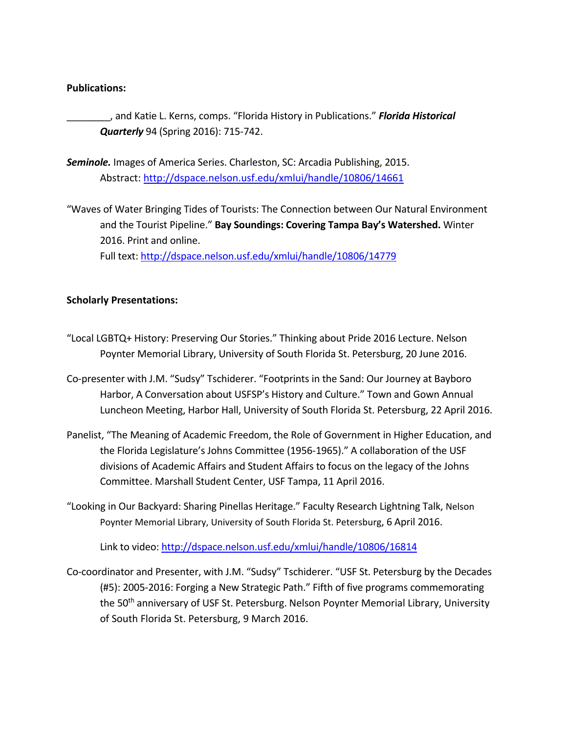**Publications:**

________, and Katie L. Kerns, comps. "Florida History in Publications." ***Florida Historical Quarterly*** 94 (Spring 2016): 715-742.

***Seminole.*** Images of America Series. Charleston, SC: Arcadia Publishing, 2015.
Abstract: http://dspace.nelson.usf.edu/xmlui/handle/10806/14661

"Waves of Water Bringing Tides of Tourists: The Connection between Our Natural Environment and the Tourist Pipeline." **Bay Soundings: Covering Tampa Bay's Watershed.** Winter 2016. Print and online.
Full text: http://dspace.nelson.usf.edu/xmlui/handle/10806/14779

**Scholarly Presentations:**

"Local LGBTQ+ History: Preserving Our Stories." Thinking about Pride 2016 Lecture. Nelson Poynter Memorial Library, University of South Florida St. Petersburg, 20 June 2016.

Co-presenter with J.M. "Sudsy" Tschiderer. "Footprints in the Sand: Our Journey at Bayboro Harbor, A Conversation about USFSP's History and Culture." Town and Gown Annual Luncheon Meeting, Harbor Hall, University of South Florida St. Petersburg, 22 April 2016.

Panelist, "The Meaning of Academic Freedom, the Role of Government in Higher Education, and the Florida Legislature's Johns Committee (1956-1965)." A collaboration of the USF divisions of Academic Affairs and Student Affairs to focus on the legacy of the Johns Committee. Marshall Student Center, USF Tampa, 11 April 2016.

"Looking in Our Backyard: Sharing Pinellas Heritage." Faculty Research Lightning Talk, Nelson Poynter Memorial Library, University of South Florida St. Petersburg, 6 April 2016.

Link to video: http://dspace.nelson.usf.edu/xmlui/handle/10806/16814

Co-coordinator and Presenter, with J.M. "Sudsy" Tschiderer. "USF St. Petersburg by the Decades (#5): 2005-2016: Forging a New Strategic Path." Fifth of five programs commemorating the 50th anniversary of USF St. Petersburg. Nelson Poynter Memorial Library, University of South Florida St. Petersburg, 9 March 2016.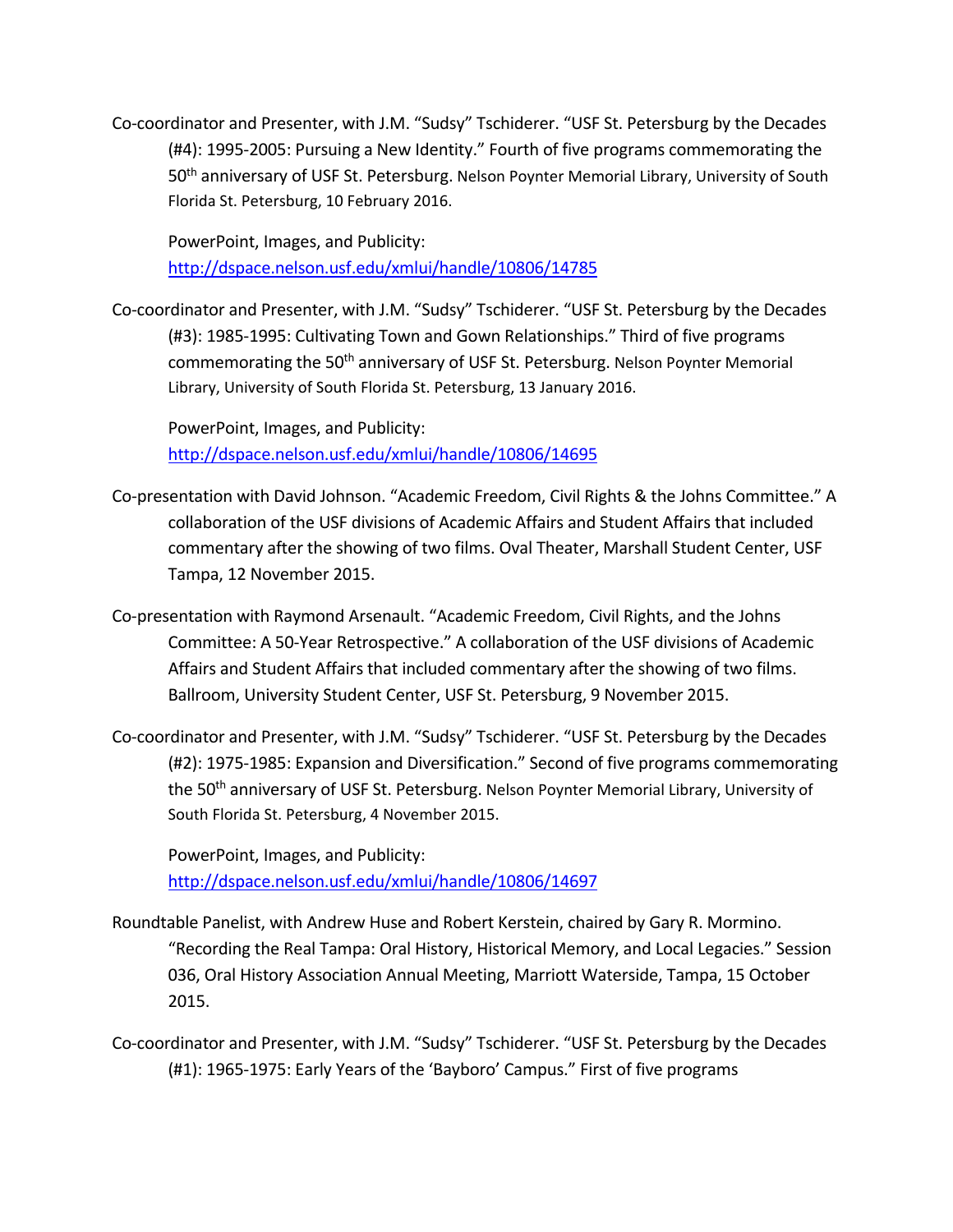Co-coordinator and Presenter, with J.M. "Sudsy" Tschiderer. "USF St. Petersburg by the Decades (#4): 1995-2005: Pursuing a New Identity." Fourth of five programs commemorating the 50th anniversary of USF St. Petersburg. Nelson Poynter Memorial Library, University of South Florida St. Petersburg, 10 February 2016.

PowerPoint, Images, and Publicity: [http://dspace.nelson.usf.edu/xmlui/handle/10806/14785](http://dspace.nelson.usf.edu/xmlui/handle/10806/14785)

Co-coordinator and Presenter, with J.M. "Sudsy" Tschiderer. "USF St. Petersburg by the Decades (#3): 1985-1995: Cultivating Town and Gown Relationships." Third of five programs commemorating the 50th anniversary of USF St. Petersburg. Nelson Poynter Memorial Library, University of South Florida St. Petersburg, 13 January 2016.

PowerPoint, Images, and Publicity: [http://dspace.nelson.usf.edu/xmlui/handle/10806/14695](http://dspace.nelson.usf.edu/xmlui/handle/10806/14695)

Co-presentation with David Johnson. "Academic Freedom, Civil Rights & the Johns Committee." A collaboration of the USF divisions of Academic Affairs and Student Affairs that included commentary after the showing of two films. Oval Theater, Marshall Student Center, USF Tampa, 12 November 2015.

Co-presentation with Raymond Arsenault. "Academic Freedom, Civil Rights, and the Johns Committee: A 50-Year Retrospective." A collaboration of the USF divisions of Academic Affairs and Student Affairs that included commentary after the showing of two films. Ballroom, University Student Center, USF St. Petersburg, 9 November 2015.

Co-coordinator and Presenter, with J.M. "Sudsy" Tschiderer. "USF St. Petersburg by the Decades (#2): 1975-1985: Expansion and Diversification." Second of five programs commemorating the 50th anniversary of USF St. Petersburg. Nelson Poynter Memorial Library, University of South Florida St. Petersburg, 4 November 2015.

PowerPoint, Images, and Publicity: [http://dspace.nelson.usf.edu/xmlui/handle/10806/14697](http://dspace.nelson.usf.edu/xmlui/handle/10806/14697)

Roundtable Panelist, with Andrew Huse and Robert Kerstein, chaired by Gary R. Mormino. "Recording the Real Tampa: Oral History, Historical Memory, and Local Legacies." Session 036, Oral History Association Annual Meeting, Marriott Waterside, Tampa, 15 October 2015.

Co-coordinator and Presenter, with J.M. "Sudsy" Tschiderer. "USF St. Petersburg by the Decades (#1): 1965-1975: Early Years of the 'Bayboro' Campus." First of five programs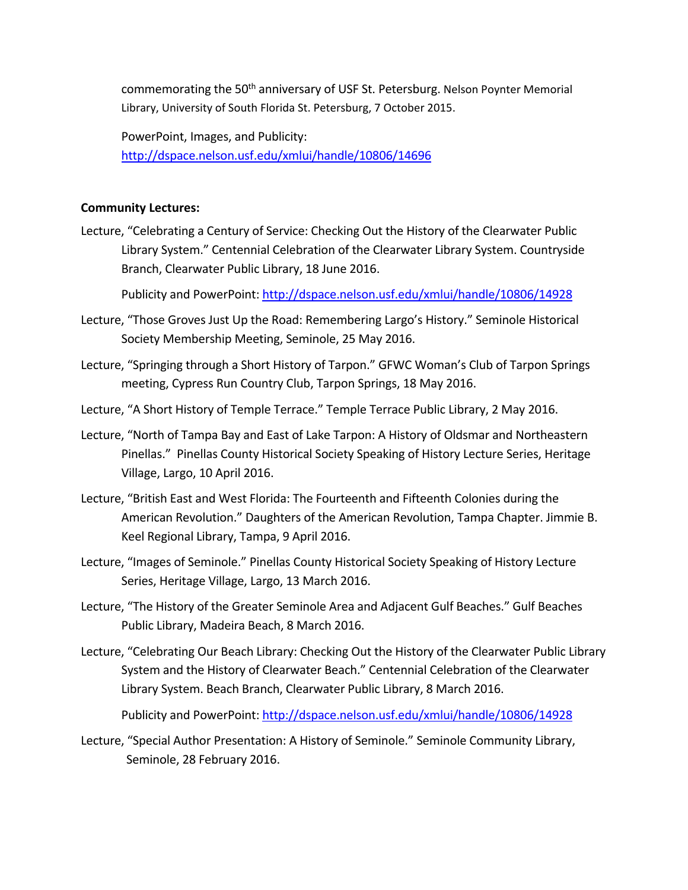commemorating the 50th anniversary of USF St. Petersburg. Nelson Poynter Memorial Library, University of South Florida St. Petersburg, 7 October 2015.

PowerPoint, Images, and Publicity: http://dspace.nelson.usf.edu/xmlui/handle/10806/14696

**Community Lectures:**

Lecture, "Celebrating a Century of Service: Checking Out the History of the Clearwater Public Library System." Centennial Celebration of the Clearwater Library System. Countryside Branch, Clearwater Public Library, 18 June 2016.

Publicity and PowerPoint: http://dspace.nelson.usf.edu/xmlui/handle/10806/14928

Lecture, "Those Groves Just Up the Road: Remembering Largo's History." Seminole Historical Society Membership Meeting, Seminole, 25 May 2016.

Lecture, "Springing through a Short History of Tarpon." GFWC Woman's Club of Tarpon Springs meeting, Cypress Run Country Club, Tarpon Springs, 18 May 2016.

Lecture, "A Short History of Temple Terrace." Temple Terrace Public Library, 2 May 2016.

Lecture, "North of Tampa Bay and East of Lake Tarpon: A History of Oldsmar and Northeastern Pinellas." Pinellas County Historical Society Speaking of History Lecture Series, Heritage Village, Largo, 10 April 2016.

Lecture, "British East and West Florida: The Fourteenth and Fifteenth Colonies during the American Revolution." Daughters of the American Revolution, Tampa Chapter. Jimmie B. Keel Regional Library, Tampa, 9 April 2016.

Lecture, "Images of Seminole." Pinellas County Historical Society Speaking of History Lecture Series, Heritage Village, Largo, 13 March 2016.

Lecture, "The History of the Greater Seminole Area and Adjacent Gulf Beaches." Gulf Beaches Public Library, Madeira Beach, 8 March 2016.

Lecture, "Celebrating Our Beach Library: Checking Out the History of the Clearwater Public Library System and the History of Clearwater Beach." Centennial Celebration of the Clearwater Library System. Beach Branch, Clearwater Public Library, 8 March 2016.

Publicity and PowerPoint: http://dspace.nelson.usf.edu/xmlui/handle/10806/14928

Lecture, "Special Author Presentation: A History of Seminole." Seminole Community Library, Seminole, 28 February 2016.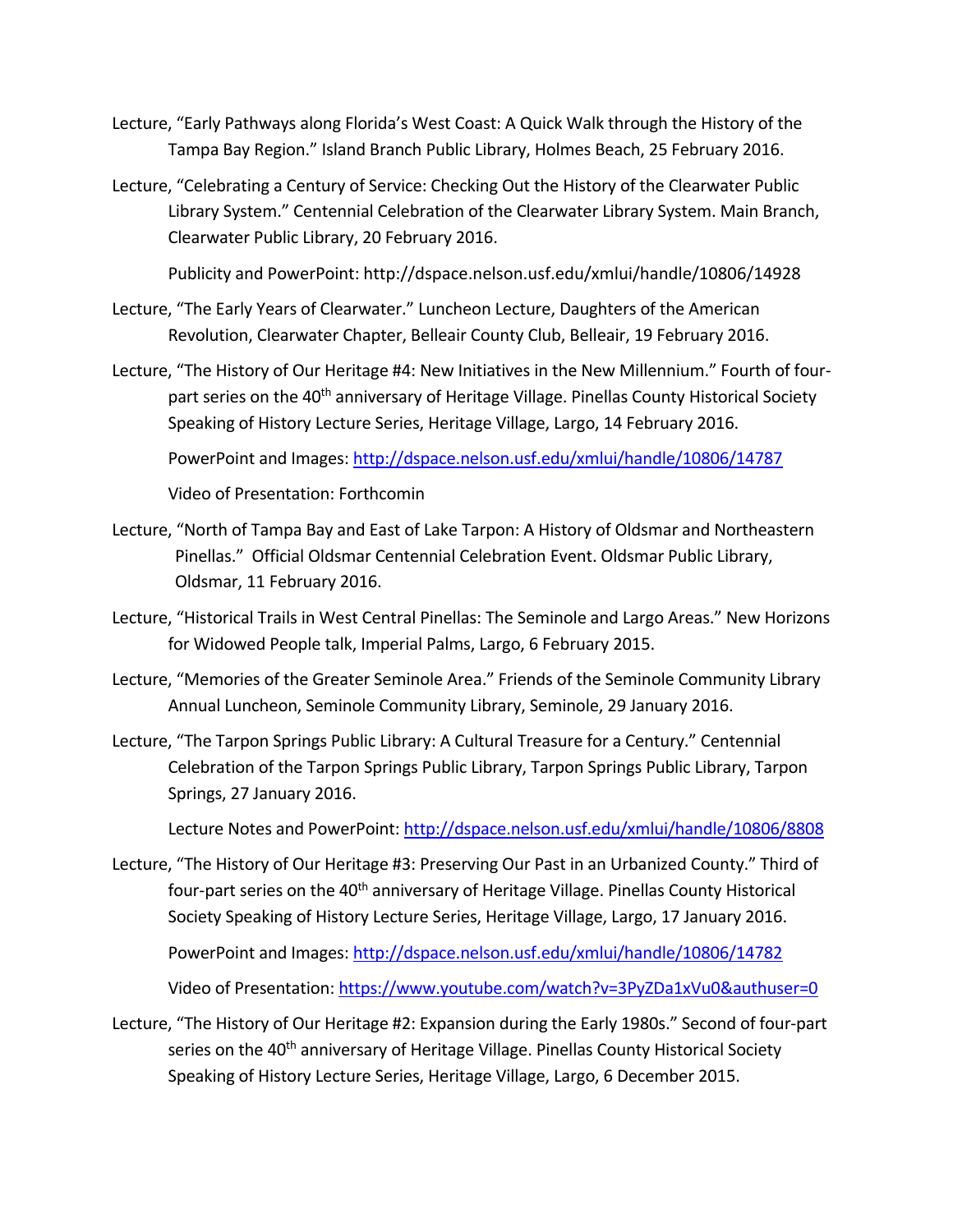Lecture, "Early Pathways along Florida's West Coast: A Quick Walk through the History of the Tampa Bay Region." Island Branch Public Library, Holmes Beach, 25 February 2016.

Lecture, "Celebrating a Century of Service: Checking Out the History of the Clearwater Public Library System." Centennial Celebration of the Clearwater Library System. Main Branch, Clearwater Public Library, 20 February 2016.

Publicity and PowerPoint: http://dspace.nelson.usf.edu/xmlui/handle/10806/14928

Lecture, "The Early Years of Clearwater." Luncheon Lecture, Daughters of the American Revolution, Clearwater Chapter, Belleair County Club, Belleair, 19 February 2016.

Lecture, "The History of Our Heritage #4: New Initiatives in the New Millennium." Fourth of four-part series on the 40th anniversary of Heritage Village. Pinellas County Historical Society Speaking of History Lecture Series, Heritage Village, Largo, 14 February 2016.

PowerPoint and Images: http://dspace.nelson.usf.edu/xmlui/handle/10806/14787

Video of Presentation: Forthcomin

Lecture, "North of Tampa Bay and East of Lake Tarpon: A History of Oldsmar and Northeastern Pinellas." Official Oldsmar Centennial Celebration Event. Oldsmar Public Library, Oldsmar, 11 February 2016.

Lecture, "Historical Trails in West Central Pinellas: The Seminole and Largo Areas." New Horizons for Widowed People talk, Imperial Palms, Largo, 6 February 2015.

Lecture, "Memories of the Greater Seminole Area." Friends of the Seminole Community Library Annual Luncheon, Seminole Community Library, Seminole, 29 January 2016.

Lecture, "The Tarpon Springs Public Library: A Cultural Treasure for a Century." Centennial Celebration of the Tarpon Springs Public Library, Tarpon Springs Public Library, Tarpon Springs, 27 January 2016.

Lecture Notes and PowerPoint: http://dspace.nelson.usf.edu/xmlui/handle/10806/8808

Lecture, "The History of Our Heritage #3: Preserving Our Past in an Urbanized County." Third of four-part series on the 40th anniversary of Heritage Village. Pinellas County Historical Society Speaking of History Lecture Series, Heritage Village, Largo, 17 January 2016.

PowerPoint and Images: http://dspace.nelson.usf.edu/xmlui/handle/10806/14782

Video of Presentation: https://www.youtube.com/watch?v=3PyZDa1xVu0&authuser=0

Lecture, "The History of Our Heritage #2: Expansion during the Early 1980s." Second of four-part series on the 40th anniversary of Heritage Village. Pinellas County Historical Society Speaking of History Lecture Series, Heritage Village, Largo, 6 December 2015.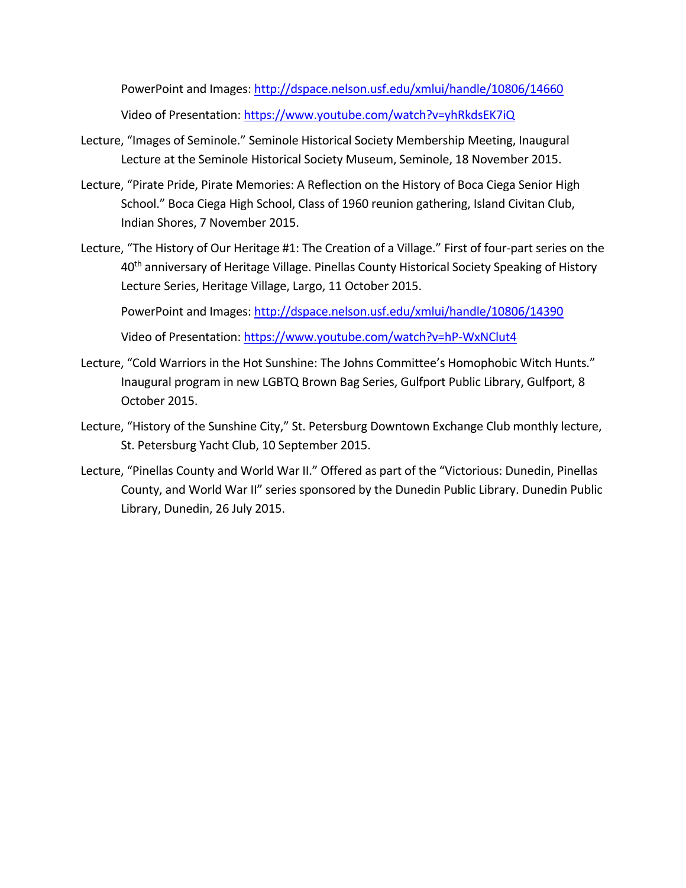PowerPoint and Images: http://dspace.nelson.usf.edu/xmlui/handle/10806/14660

Video of Presentation: https://www.youtube.com/watch?v=yhRkdsEK7iQ

Lecture, "Images of Seminole." Seminole Historical Society Membership Meeting, Inaugural Lecture at the Seminole Historical Society Museum, Seminole, 18 November 2015.

Lecture, "Pirate Pride, Pirate Memories: A Reflection on the History of Boca Ciega Senior High School." Boca Ciega High School, Class of 1960 reunion gathering, Island Civitan Club, Indian Shores, 7 November 2015.

Lecture, "The History of Our Heritage #1: The Creation of a Village." First of four-part series on the 40th anniversary of Heritage Village. Pinellas County Historical Society Speaking of History Lecture Series, Heritage Village, Largo, 11 October 2015.

PowerPoint and Images: http://dspace.nelson.usf.edu/xmlui/handle/10806/14390

Video of Presentation: https://www.youtube.com/watch?v=hP-WxNClut4

Lecture, "Cold Warriors in the Hot Sunshine: The Johns Committee's Homophobic Witch Hunts." Inaugural program in new LGBTQ Brown Bag Series, Gulfport Public Library, Gulfport, 8 October 2015.

Lecture, "History of the Sunshine City," St. Petersburg Downtown Exchange Club monthly lecture, St. Petersburg Yacht Club, 10 September 2015.

Lecture, "Pinellas County and World War II." Offered as part of the "Victorious: Dunedin, Pinellas County, and World War II" series sponsored by the Dunedin Public Library. Dunedin Public Library, Dunedin, 26 July 2015.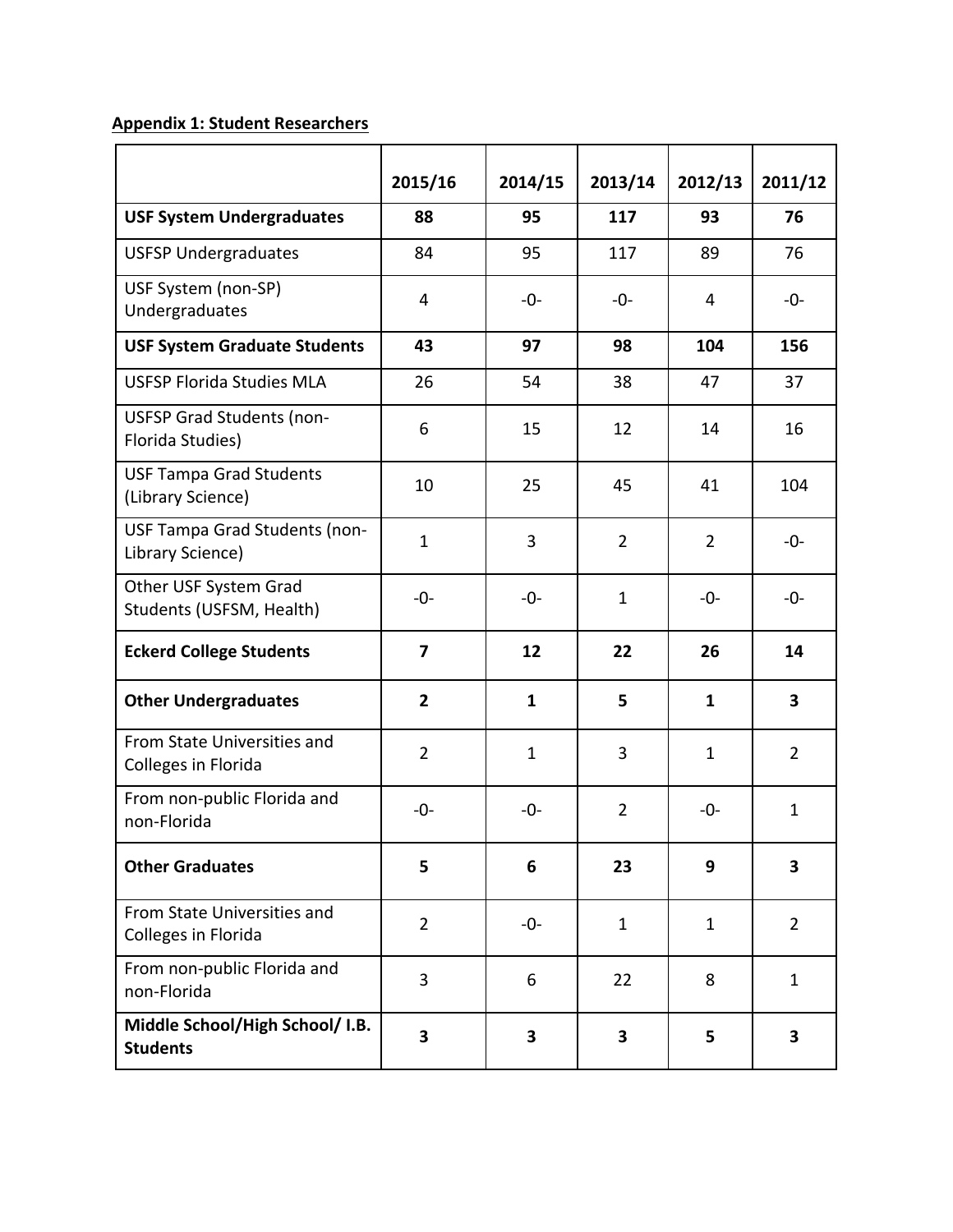**Appendix 1: Student Researchers**

| | 2015/16 | 2014/15 | 2013/14 | 2012/13 | 2011/12 |
|---|---|---|---|---|---|
| **USF System Undergraduates** | **88** | **95** | **117** | **93** | **76** |
| USFSP Undergraduates | 84 | 95 | 117 | 89 | 76 |
| USF System (non-SP) Undergraduates | 4 | -0- | -0- | 4 | -0- |
| **USF System Graduate Students** | **43** | **97** | **98** | **104** | **156** |
| USFSP Florida Studies MLA | 26 | 54 | 38 | 47 | 37 |
| USFSP Grad Students (non-Florida Studies) | 6 | 15 | 12 | 14 | 16 |
| USF Tampa Grad Students (Library Science) | 10 | 25 | 45 | 41 | 104 |
| USF Tampa Grad Students (non-Library Science) | 1 | 3 | 2 | 2 | -0- |
| Other USF System Grad Students (USFSM, Health) | -0- | -0- | 1 | -0- | -0- |
| **Eckerd College Students** | **7** | **12** | **22** | **26** | **14** |
| **Other Undergraduates** | **2** | **1** | **5** | **1** | **3** |
| From State Universities and Colleges in Florida | 2 | 1 | 3 | 1 | 2 |
| From non-public Florida and non-Florida | -0- | -0- | 2 | -0- | 1 |
| **Other Graduates** | **5** | **6** | **23** | **9** | **3** |
| From State Universities and Colleges in Florida | 2 | -0- | 1 | 1 | 2 |
| From non-public Florida and non-Florida | 3 | 6 | 22 | 8 | 1 |
| **Middle School/High School/ I.B. Students** | **3** | **3** | **3** | **5** | **3** |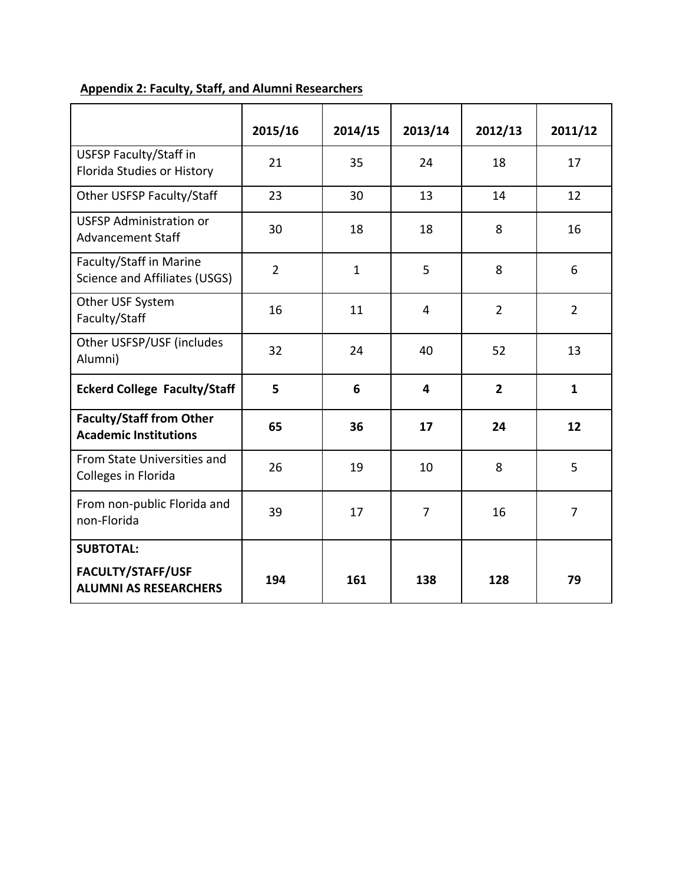**Appendix 2: Faculty, Staff, and Alumni Researchers**

| | 2015/16 | 2014/15 | 2013/14 | 2012/13 | 2011/12 |
|---|---|---|---|---|---|
| USFSP Faculty/Staff in Florida Studies or History | 21 | 35 | 24 | 18 | 17 |
| Other USFSP Faculty/Staff | 23 | 30 | 13 | 14 | 12 |
| USFSP Administration or Advancement Staff | 30 | 18 | 18 | 8 | 16 |
| Faculty/Staff in Marine Science and Affiliates (USGS) | 2 | 1 | 5 | 8 | 6 |
| Other USF System Faculty/Staff | 16 | 11 | 4 | 2 | 2 |
| Other USFSP/USF (includes Alumni) | 32 | 24 | 40 | 52 | 13 |
| **Eckerd College Faculty/Staff** | **5** | **6** | **4** | **2** | **1** |
| **Faculty/Staff from Other Academic Institutions** | **65** | **36** | **17** | **24** | **12** |
| From State Universities and Colleges in Florida | 26 | 19 | 10 | 8 | 5 |
| From non-public Florida and non-Florida | 39 | 17 | 7 | 16 | 7 |
| **SUBTOTAL: FACULTY/STAFF/USF ALUMNI AS RESEARCHERS** | **194** | **161** | **138** | **128** | **79** |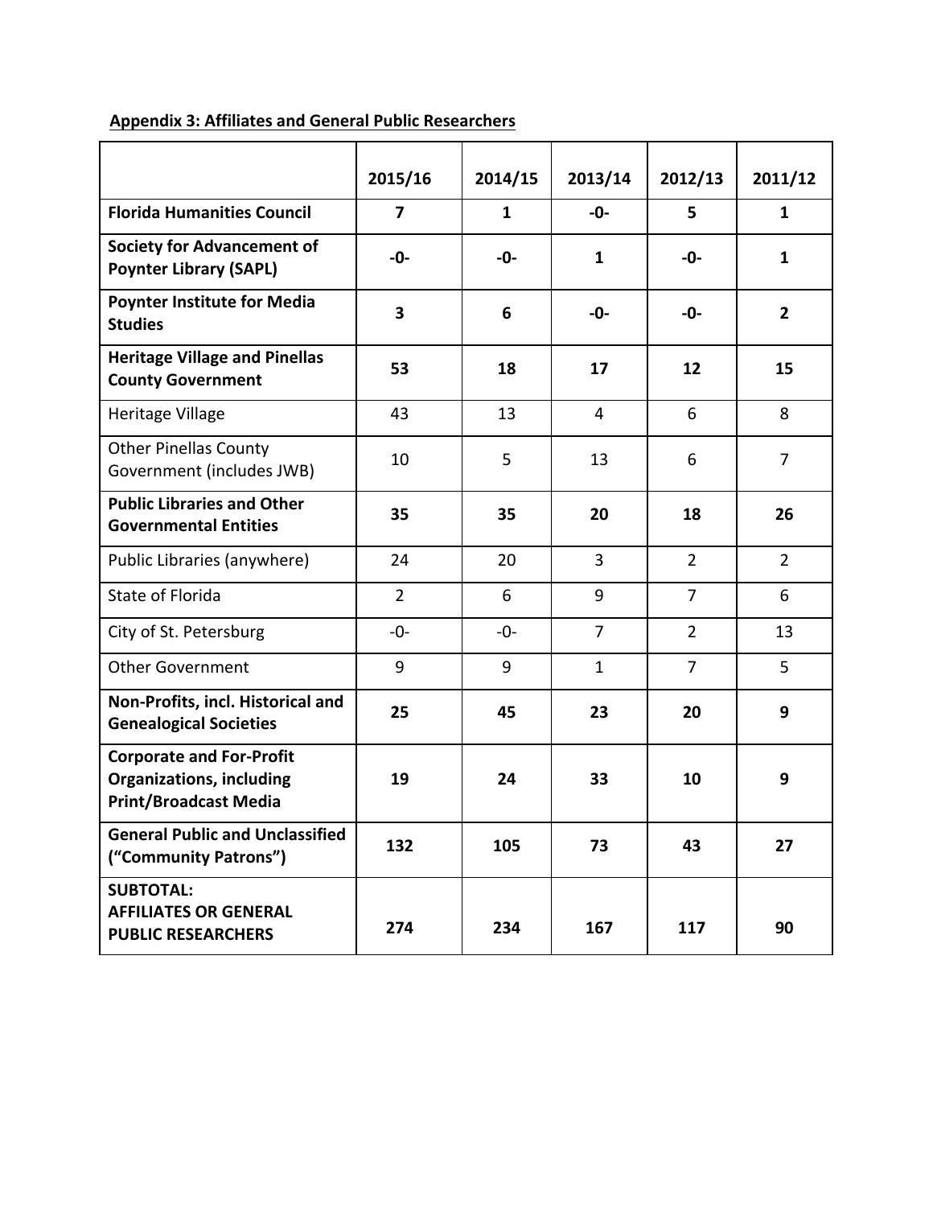**Appendix 3: Affiliates and General Public Researchers**

| | 2015/16 | 2014/15 | 2013/14 | 2012/13 | 2011/12 |
|---|---|---|---|---|---|
| **Florida Humanities Council** | **7** | **1** | **-0-** | **5** | **1** |
| **Society for Advancement of Poynter Library (SAPL)** | **-0-** | **-0-** | **1** | **-0-** | **1** |
| **Poynter Institute for Media Studies** | **3** | **6** | **-0-** | **-0-** | **2** |
| **Heritage Village and Pinellas County Government** | **53** | **18** | **17** | **12** | **15** |
| Heritage Village | 43 | 13 | 4 | 6 | 8 |
| Other Pinellas County Government (includes JWB) | 10 | 5 | 13 | 6 | 7 |
| **Public Libraries and Other Governmental Entities** | **35** | **35** | **20** | **18** | **26** |
| Public Libraries (anywhere) | 24 | 20 | 3 | 2 | 2 |
| State of Florida | 2 | 6 | 9 | 7 | 6 |
| City of St. Petersburg | -0- | -0- | 7 | 2 | 13 |
| Other Government | 9 | 9 | 1 | 7 | 5 |
| **Non-Profits, incl. Historical and Genealogical Societies** | **25** | **45** | **23** | **20** | **9** |
| **Corporate and For-Profit Organizations, including Print/Broadcast Media** | **19** | **24** | **33** | **10** | **9** |
| **General Public and Unclassified ("Community Patrons")** | **132** | **105** | **73** | **43** | **27** |
| **SUBTOTAL: AFFILIATES OR GENERAL PUBLIC RESEARCHERS** | **274** | **234** | **167** | **117** | **90** |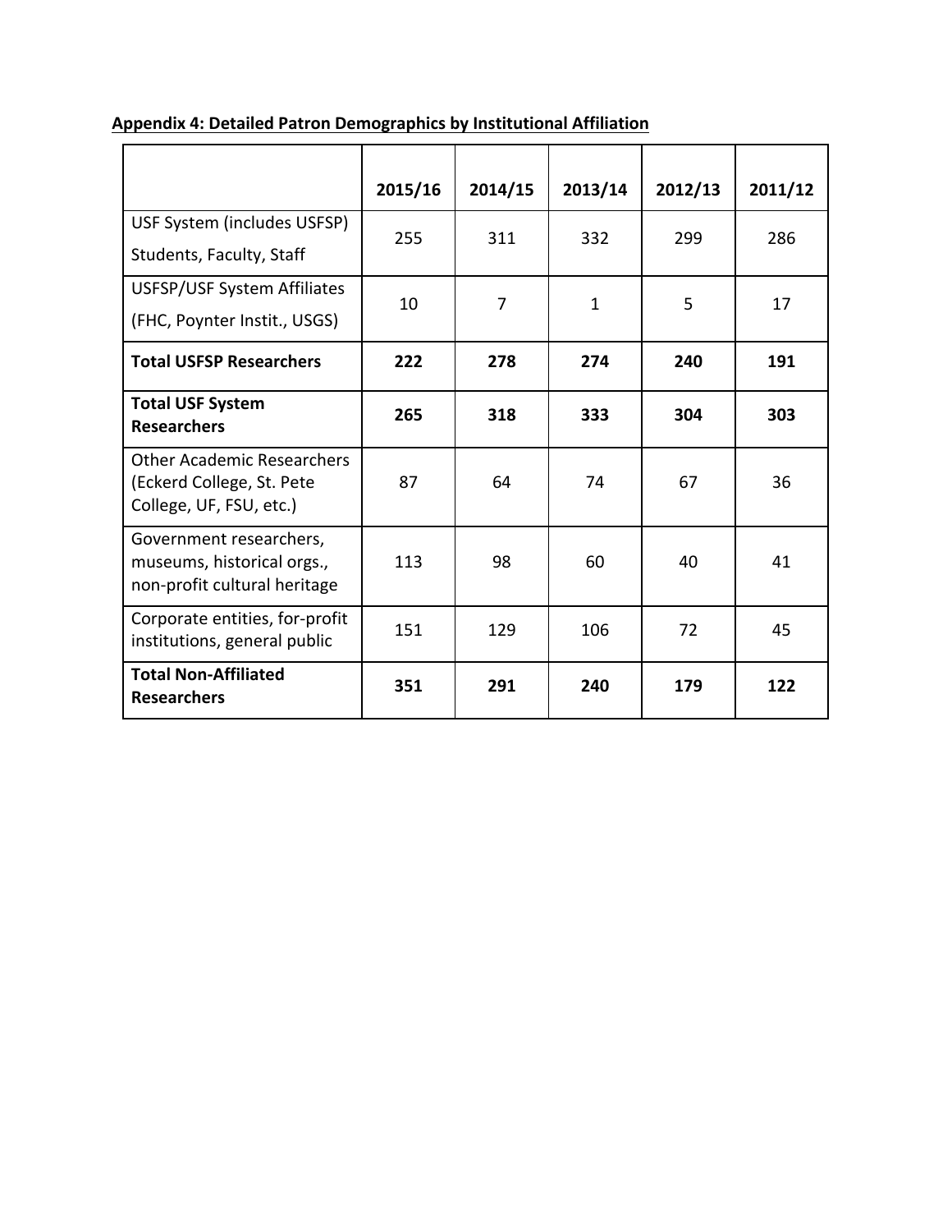**Appendix 4: Detailed Patron Demographics by Institutional Affiliation**

| | 2015/16 | 2014/15 | 2013/14 | 2012/13 | 2011/12 |
|---|---|---|---|---|---|
| USF System (includes USFSP) Students, Faculty, Staff | 255 | 311 | 332 | 299 | 286 |
| USFSP/USF System Affiliates (FHC, Poynter Instit., USGS) | 10 | 7 | 1 | 5 | 17 |
| **Total USFSP Researchers** | **222** | **278** | **274** | **240** | **191** |
| **Total USF System Researchers** | **265** | **318** | **333** | **304** | **303** |
| Other Academic Researchers (Eckerd College, St. Pete College, UF, FSU, etc.) | 87 | 64 | 74 | 67 | 36 |
| Government researchers, museums, historical orgs., non-profit cultural heritage | 113 | 98 | 60 | 40 | 41 |
| Corporate entities, for-profit institutions, general public | 151 | 129 | 106 | 72 | 45 |
| **Total Non-Affiliated Researchers** | **351** | **291** | **240** | **179** | **122** |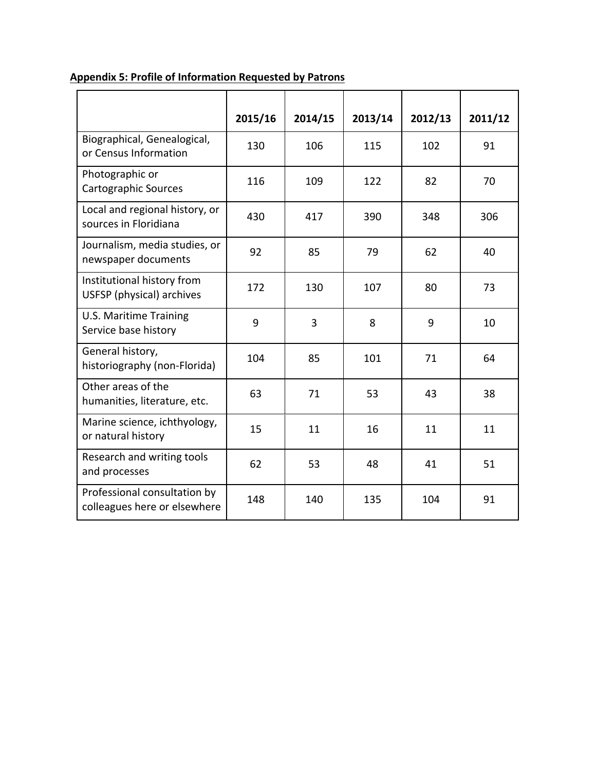**Appendix 5: Profile of Information Requested by Patrons**

| | 2015/16 | 2014/15 | 2013/14 | 2012/13 | 2011/12 |
|---|---|---|---|---|---|
| Biographical, Genealogical, or Census Information | 130 | 106 | 115 | 102 | 91 |
| Photographic or Cartographic Sources | 116 | 109 | 122 | 82 | 70 |
| Local and regional history, or sources in Floridiana | 430 | 417 | 390 | 348 | 306 |
| Journalism, media studies, or newspaper documents | 92 | 85 | 79 | 62 | 40 |
| Institutional history from USFSP (physical) archives | 172 | 130 | 107 | 80 | 73 |
| U.S. Maritime Training Service base history | 9 | 3 | 8 | 9 | 10 |
| General history, historiography (non-Florida) | 104 | 85 | 101 | 71 | 64 |
| Other areas of the humanities, literature, etc. | 63 | 71 | 53 | 43 | 38 |
| Marine science, ichthyology, or natural history | 15 | 11 | 16 | 11 | 11 |
| Research and writing tools and processes | 62 | 53 | 48 | 41 | 51 |
| Professional consultation by colleagues here or elsewhere | 148 | 140 | 135 | 104 | 91 |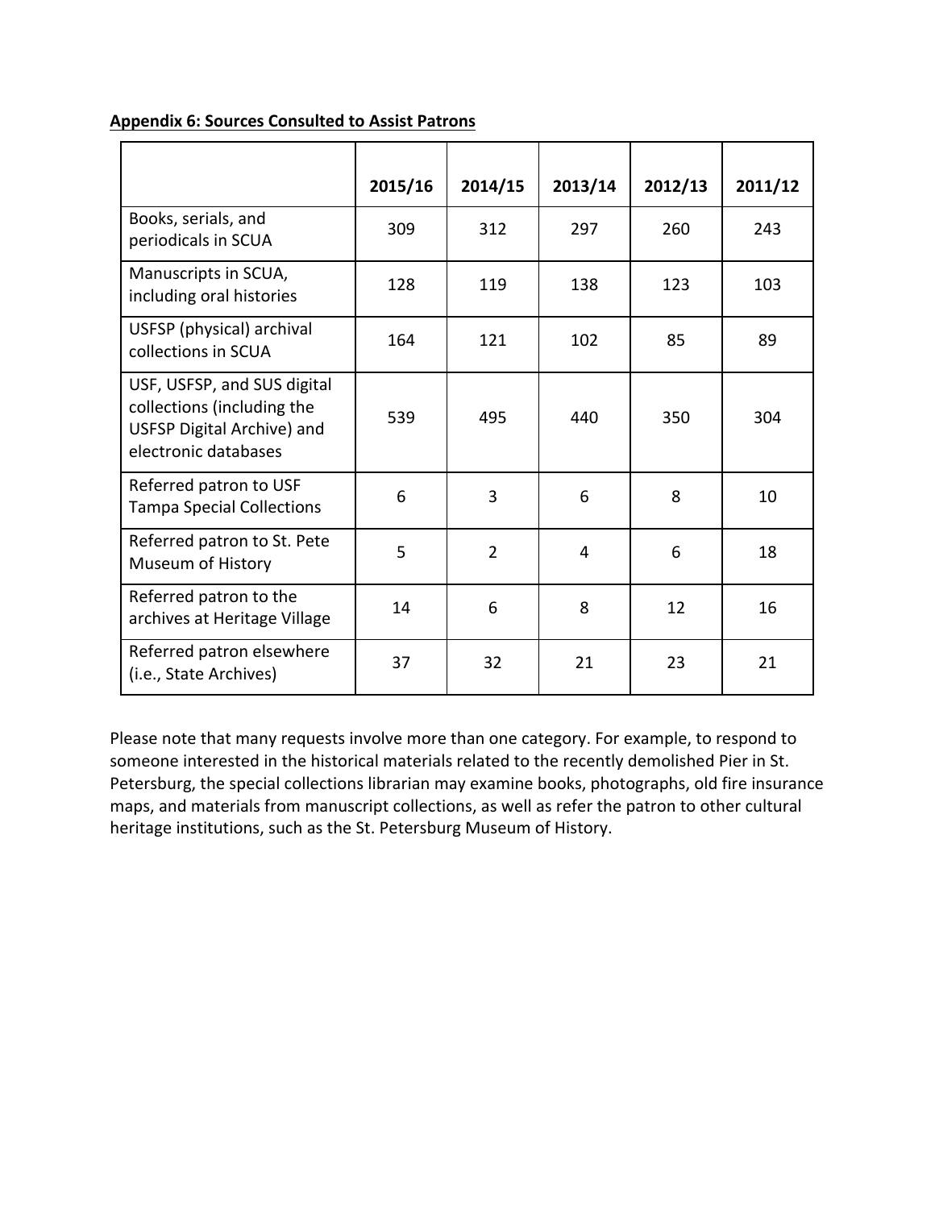**Appendix 6: Sources Consulted to Assist Patrons**

| | 2015/16 | 2014/15 | 2013/14 | 2012/13 | 2011/12 |
|---|---|---|---|---|---|
| Books, serials, and periodicals in SCUA | 309 | 312 | 297 | 260 | 243 |
| Manuscripts in SCUA, including oral histories | 128 | 119 | 138 | 123 | 103 |
| USFSP (physical) archival collections in SCUA | 164 | 121 | 102 | 85 | 89 |
| USF, USFSP, and SUS digital collections (including the USFSP Digital Archive) and electronic databases | 539 | 495 | 440 | 350 | 304 |
| Referred patron to USF Tampa Special Collections | 6 | 3 | 6 | 8 | 10 |
| Referred patron to St. Pete Museum of History | 5 | 2 | 4 | 6 | 18 |
| Referred patron to the archives at Heritage Village | 14 | 6 | 8 | 12 | 16 |
| Referred patron elsewhere (i.e., State Archives) | 37 | 32 | 21 | 23 | 21 |

Please note that many requests involve more than one category. For example, to respond to someone interested in the historical materials related to the recently demolished Pier in St. Petersburg, the special collections librarian may examine books, photographs, old fire insurance maps, and materials from manuscript collections, as well as refer the patron to other cultural heritage institutions, such as the St. Petersburg Museum of History.